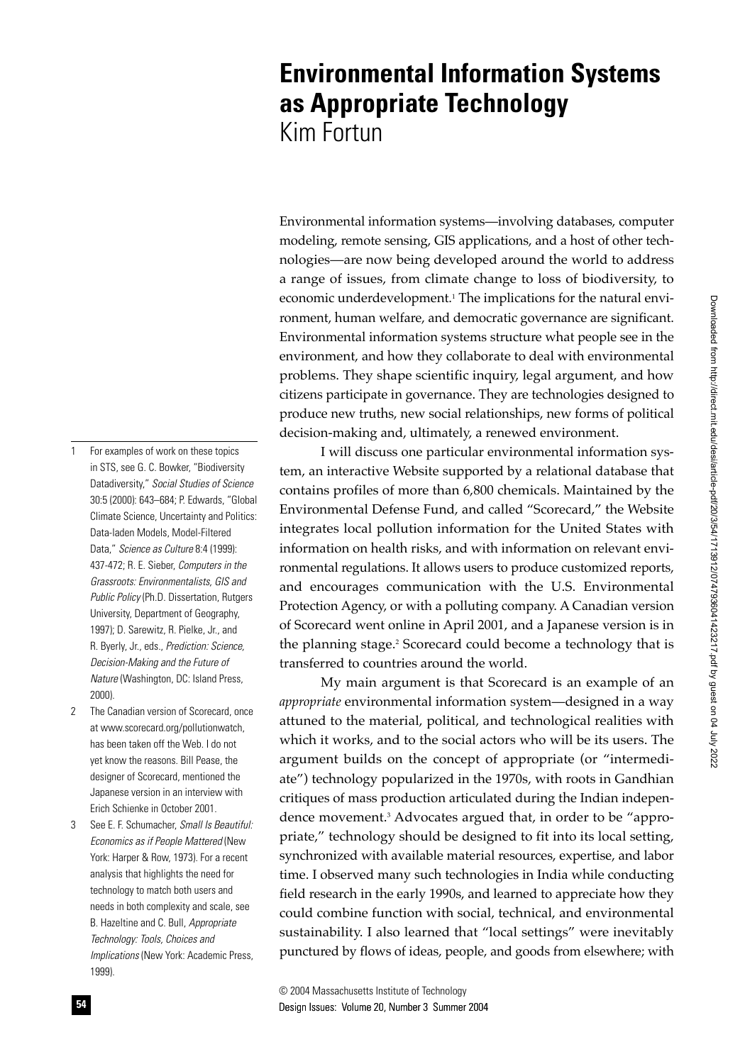# Environmental Information Systems as Appropriate Technology

Kim Fortun

Environmental information systems—involving databases, computer modeling, remote sensing, GIS applications, and a host of other technologies—are now being developed around the world to address a range of issues, from climate change to loss of biodiversity, to economic underdevelopment.[1] The implications for the natural environment, human welfare, and democratic governance are significant. Environmental information systems structure what people see in the environment, and how they collaborate to deal with environmental problems. They shape scientific inquiry, legal argument, and how citizens participate in governance. They are technologies designed to produce new truths, new social relationships, new forms of political decision-making and, ultimately, a renewed environment.

I will discuss one particular environmental information system, an interactive Website supported by a relational database that contains profiles of more than 6,800 chemicals. Maintained by the Environmental Defense Fund, and called "Scorecard," the Website integrates local pollution information for the United States with information on health risks, and with information on relevant environmental regulations. It allows users to produce customized reports, and encourages communication with the U.S. Environmental Protection Agency, or with a polluting company. A Canadian version of Scorecard went online in April 2001, and a Japanese version is in the planning stage.[2] Scorecard could become a technology that is transferred to countries around the world.

My main argument is that Scorecard is an example of an *appropriate* environmental information system—designed in a way attuned to the material, political, and technological realities with which it works, and to the social actors who will be its users. The argument builds on the concept of appropriate (or "intermediate") technology popularized in the 1970s, with roots in Gandhian critiques of mass production articulated during the Indian independence movement.[3] Advocates argued that, in order to be "appropriate," technology should be designed to fit into its local setting, synchronized with available material resources, expertise, and labor time. I observed many such technologies in India while conducting field research in the early 1990s, and learned to appreciate how they could combine function with social, technical, and environmental sustainability. I also learned that "local settings" were inevitably punctured by flows of ideas, people, and goods from elsewhere; with

---

1 For examples of work on these topics in STS, see G. C. Bowker, "Biodiversity Datadiversity," *Social Studies of Science* 30:5 (2000): 643–684; P. Edwards, "Global Climate Science, Uncertainty and Politics: Data-laden Models, Model-Filtered Data," *Science as Culture* 8:4 (1999): 437-472; R. E. Sieber, *Computers in the Grassroots: Environmentalists, GIS and Public Policy* (Ph.D. Dissertation, Rutgers University, Department of Geography, 1997); D. Sarewitz, R. Pielke, Jr., and R. Byerly, Jr., eds., *Prediction: Science, Decision-Making and the Future of Nature* (Washington, DC: Island Press, 2000).

2 The Canadian version of Scorecard, once at www.scorecard.org/pollutionwatch, has been taken off the Web. I do not yet know the reasons. Bill Pease, the designer of Scorecard, mentioned the Japanese version in an interview with Erich Schienke in October 2001.

3 See E. F. Schumacher, *Small Is Beautiful: Economics as if People Mattered* (New York: Harper & Row, 1973). For a recent analysis that highlights the need for technology to match both users and needs in both complexity and scale, see B. Hazeltine and C. Bull, *Appropriate Technology: Tools, Choices and Implications* (New York: Academic Press, 1999).

© 2004 Massachusetts Institute of Technology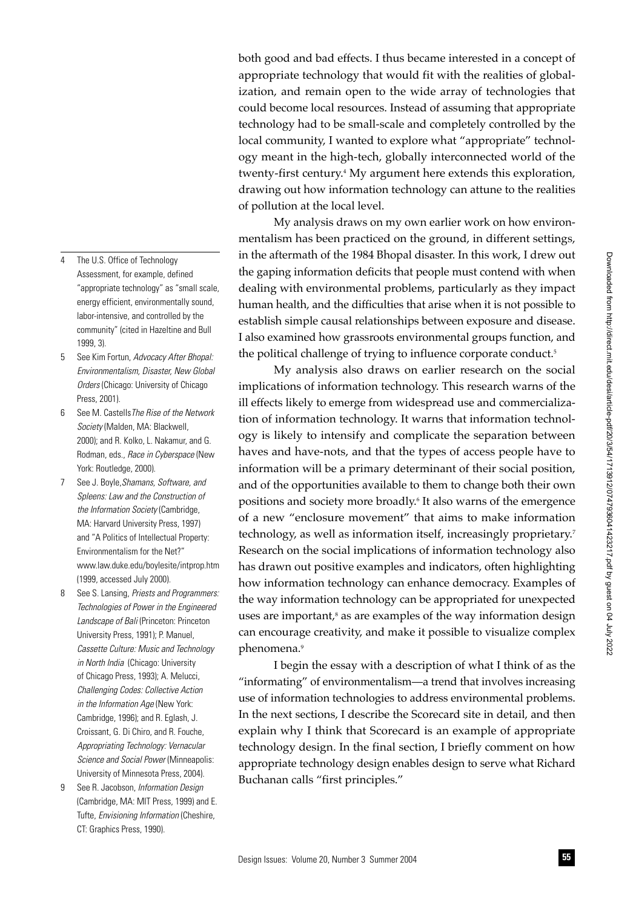both good and bad effects. I thus became interested in a concept of appropriate technology that would fit with the realities of globalization, and remain open to the wide array of technologies that could become local resources. Instead of assuming that appropriate technology had to be small-scale and completely controlled by the local community, I wanted to explore what "appropriate" technology meant in the high-tech, globally interconnected world of the twenty-first century.[4] My argument here extends this exploration, drawing out how information technology can attune to the realities of pollution at the local level.

My analysis draws on my own earlier work on how environmentalism has been practiced on the ground, in different settings, in the aftermath of the 1984 Bhopal disaster. In this work, I drew out the gaping information deficits that people must contend with when dealing with environmental problems, particularly as they impact human health, and the difficulties that arise when it is not possible to establish simple causal relationships between exposure and disease. I also examined how grassroots environmental groups function, and the political challenge of trying to influence corporate conduct.[5]

My analysis also draws on earlier research on the social implications of information technology. This research warns of the ill effects likely to emerge from widespread use and commercialization of information technology. It warns that information technology is likely to intensify and complicate the separation between haves and have-nots, and that the types of access people have to information will be a primary determinant of their social position, and of the opportunities available to them to change both their own positions and society more broadly.[6] It also warns of the emergence of a new "enclosure movement" that aims to make information technology, as well as information itself, increasingly proprietary.[7] Research on the social implications of information technology also has drawn out positive examples and indicators, often highlighting how information technology can enhance democracy. Examples of the way information technology can be appropriated for unexpected uses are important,[8] as are examples of the way information design can encourage creativity, and make it possible to visualize complex phenomena.[9]

I begin the essay with a description of what I think of as the "informating" of environmentalism—a trend that involves increasing use of information technologies to address environmental problems. In the next sections, I describe the Scorecard site in detail, and then explain why I think that Scorecard is an example of appropriate technology design. In the final section, I briefly comment on how appropriate technology design enables design to serve what Richard Buchanan calls "first principles."

---

4 The U.S. Office of Technology Assessment, for example, defined "appropriate technology" as "small scale, energy efficient, environmentally sound, labor-intensive, and controlled by the community" (cited in Hazeltine and Bull 1999, 3).

5 See Kim Fortun, *Advocacy After Bhopal: Environmentalism, Disaster, New Global Orders* (Chicago: University of Chicago Press, 2001).

6 See M. Castells *The Rise of the Network Society* (Malden, MA: Blackwell, 2000); and R. Kolko, L. Nakamur, and G. Rodman, eds., *Race in Cyberspace* (New York: Routledge, 2000).

7 See J. Boyle, *Shamans, Software, and Spleens: Law and the Construction of the Information Society* (Cambridge, MA: Harvard University Press, 1997) and "A Politics of Intellectual Property: Environmentalism for the Net?" www.law.duke.edu/boylesite/intprop.htm (1999, accessed July 2000).

8 See S. Lansing, *Priests and Programmers: Technologies of Power in the Engineered Landscape of Bali* (Princeton: Princeton University Press, 1991); P. Manuel, *Cassette Culture: Music and Technology in North India* (Chicago: University of Chicago Press, 1993); A. Melucci, *Challenging Codes: Collective Action in the Information Age* (New York: Cambridge, 1996); and R. Eglash, J. Croissant, G. Di Chiro, and R. Fouche, *Appropriating Technology: Vernacular Science and Social Power* (Minneapolis: University of Minnesota Press, 2004).

9 See R. Jacobson, *Information Design* (Cambridge, MA: MIT Press, 1999) and E. Tufte, *Envisioning Information* (Cheshire, CT: Graphics Press, 1990).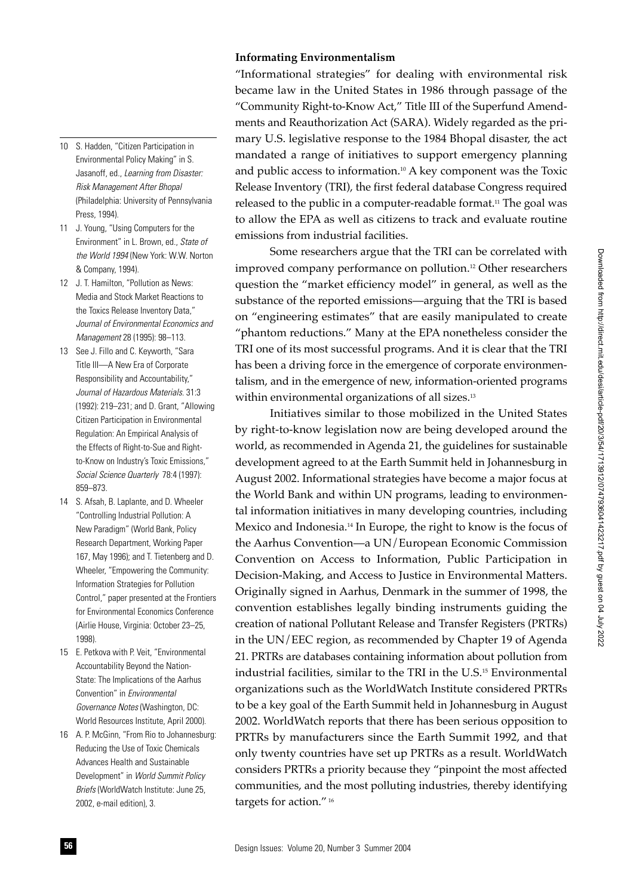### Informating Environmentalism

"Informational strategies" for dealing with environmental risk became law in the United States in 1986 through passage of the "Community Right-to-Know Act," Title III of the Superfund Amendments and Reauthorization Act (SARA). Widely regarded as the primary U.S. legislative response to the 1984 Bhopal disaster, the act mandated a range of initiatives to support emergency planning and public access to information.[10] A key component was the Toxic Release Inventory (TRI), the first federal database Congress required released to the public in a computer-readable format.[11] The goal was to allow the EPA as well as citizens to track and evaluate routine emissions from industrial facilities.

Some researchers argue that the TRI can be correlated with improved company performance on pollution.[12] Other researchers question the "market efficiency model" in general, as well as the substance of the reported emissions—arguing that the TRI is based on "engineering estimates" that are easily manipulated to create "phantom reductions." Many at the EPA nonetheless consider the TRI one of its most successful programs. And it is clear that the TRI has been a driving force in the emergence of corporate environmentalism, and in the emergence of new, information-oriented programs within environmental organizations of all sizes.[13]

Initiatives similar to those mobilized in the United States by right-to-know legislation now are being developed around the world, as recommended in Agenda 21, the guidelines for sustainable development agreed to at the Earth Summit held in Johannesburg in August 2002. Informational strategies have become a major focus at the World Bank and within UN programs, leading to environmental information initiatives in many developing countries, including Mexico and Indonesia.[14] In Europe, the right to know is the focus of the Aarhus Convention—a UN/European Economic Commission Convention on Access to Information, Public Participation in Decision-Making, and Access to Justice in Environmental Matters. Originally signed in Aarhus, Denmark in the summer of 1998, the convention establishes legally binding instruments guiding the creation of national Pollutant Release and Transfer Registers (PRTRs) in the UN/EEC region, as recommended by Chapter 19 of Agenda 21. PRTRs are databases containing information about pollution from industrial facilities, similar to the TRI in the U.S.[15] Environmental organizations such as the WorldWatch Institute considered PRTRs to be a key goal of the Earth Summit held in Johannesburg in August 2002. WorldWatch reports that there has been serious opposition to PRTRs by manufacturers since the Earth Summit 1992, and that only twenty countries have set up PRTRs as a result. WorldWatch considers PRTRs a priority because they "pinpoint the most affected communities, and the most polluting industries, thereby identifying targets for action."[16]

---

10 S. Hadden, "Citizen Participation in Environmental Policy Making" in S. Jasanoff, ed., *Learning from Disaster: Risk Management After Bhopal* (Philadelphia: University of Pennsylvania Press, 1994).

11 J. Young, "Using Computers for the Environment" in L. Brown, ed., *State of the World 1994* (New York: W.W. Norton & Company, 1994).

12 J. T. Hamilton, "Pollution as News: Media and Stock Market Reactions to the Toxics Release Inventory Data," *Journal of Environmental Economics and Management* 28 (1995): 98–113.

13 See J. Fillo and C. Keyworth, "Sara Title III—A New Era of Corporate Responsibility and Accountability," *Journal of Hazardous Materials.* 31:3 (1992): 219–231; and D. Grant, "Allowing Citizen Participation in Environmental Regulation: An Empirical Analysis of the Effects of Right-to-Sue and Right-to-Know on Industry's Toxic Emissions," *Social Science Quarterly* 78:4 (1997): 859–873.

14 S. Afsah, B. Laplante, and D. Wheeler "Controlling Industrial Pollution: A New Paradigm" (World Bank, Policy Research Department, Working Paper 167, May 1996); and T. Tietenberg and D. Wheeler, "Empowering the Community: Information Strategies for Pollution Control," paper presented at the Frontiers for Environmental Economics Conference (Airlie House, Virginia: October 23–25, 1998).

15 E. Petkova with P. Veit, "Environmental Accountability Beyond the Nation-State: The Implications of the Aarhus Convention" in *Environmental Governance Notes* (Washington, DC: World Resources Institute, April 2000).

16 A. P. McGinn, "From Rio to Johannesburg: Reducing the Use of Toxic Chemicals Advances Health and Sustainable Development" in *World Summit Policy Briefs* (WorldWatch Institute: June 25, 2002, e-mail edition), 3.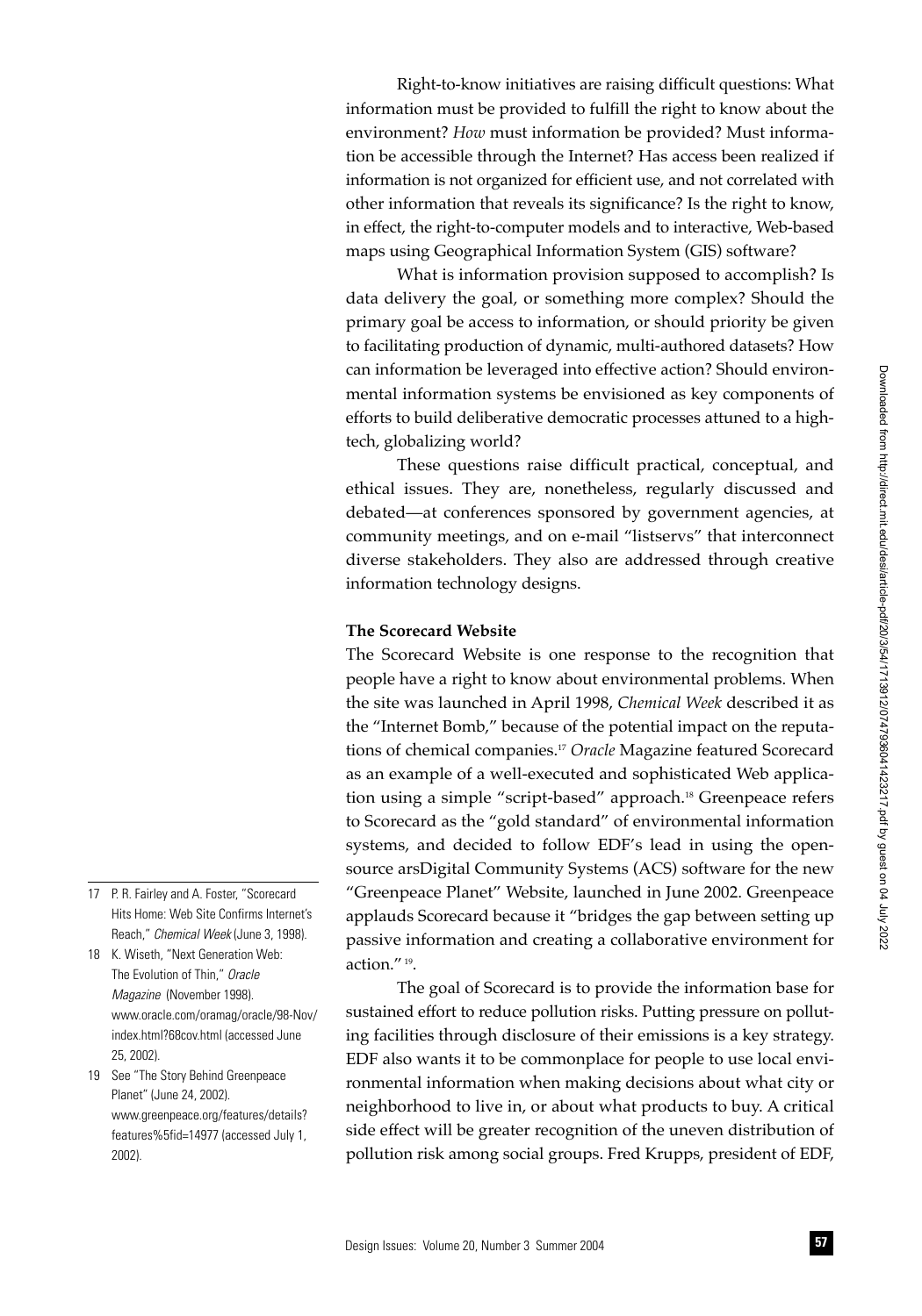Right-to-know initiatives are raising difficult questions: What information must be provided to fulfill the right to know about the environment? *How* must information be provided? Must information be accessible through the Internet? Has access been realized if information is not organized for efficient use, and not correlated with other information that reveals its significance? Is the right to know, in effect, the right-to-computer models and to interactive, Web-based maps using Geographical Information System (GIS) software?

What is information provision supposed to accomplish? Is data delivery the goal, or something more complex? Should the primary goal be access to information, or should priority be given to facilitating production of dynamic, multi-authored datasets? How can information be leveraged into effective action? Should environmental information systems be envisioned as key components of efforts to build deliberative democratic processes attuned to a high-tech, globalizing world?

These questions raise difficult practical, conceptual, and ethical issues. They are, nonetheless, regularly discussed and debated—at conferences sponsored by government agencies, at community meetings, and on e-mail "listservs" that interconnect diverse stakeholders. They also are addressed through creative information technology designs.

**The Scorecard Website**

The Scorecard Website is one response to the recognition that people have a right to know about environmental problems. When the site was launched in April 1998, *Chemical Week* described it as the "Internet Bomb," because of the potential impact on the reputations of chemical companies.[17] *Oracle* Magazine featured Scorecard as an example of a well-executed and sophisticated Web application using a simple "script-based" approach.[18] Greenpeace refers to Scorecard as the "gold standard" of environmental information systems, and decided to follow EDF's lead in using the open-source arsDigital Community Systems (ACS) software for the new "Greenpeace Planet" Website, launched in June 2002. Greenpeace applauds Scorecard because it "bridges the gap between setting up passive information and creating a collaborative environment for action."[19].

The goal of Scorecard is to provide the information base for sustained effort to reduce pollution risks. Putting pressure on polluting facilities through disclosure of their emissions is a key strategy. EDF also wants it to be commonplace for people to use local environmental information when making decisions about what city or neighborhood to live in, or about what products to buy. A critical side effect will be greater recognition of the uneven distribution of pollution risk among social groups. Fred Krupps, president of EDF,

---

17 P. R. Fairley and A. Foster, "Scorecard Hits Home: Web Site Confirms Internet's Reach," *Chemical Week* (June 3, 1998).

18 K. Wiseth, "Next Generation Web: The Evolution of Thin," *Oracle Magazine* (November 1998). www.oracle.com/oramag/oracle/98-Nov/index.html?68cov.html (accessed June 25, 2002).

19 See "The Story Behind Greenpeace Planet" (June 24, 2002). www.greenpeace.org/features/details?features%5fid=14977 (accessed July 1, 2002).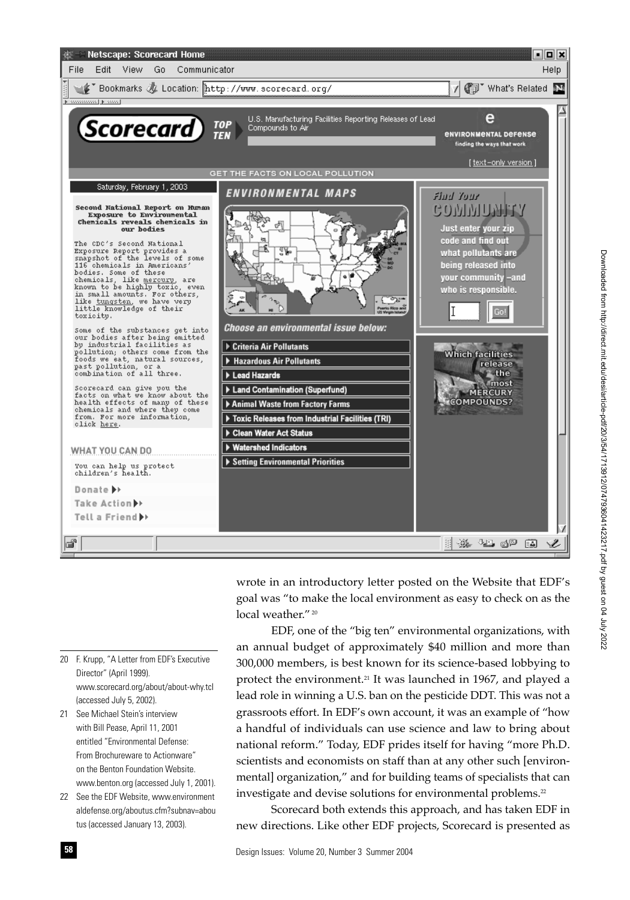wrote in an introductory letter posted on the Website that EDF's goal was "to make the local environment as easy to check on as the local weather."[20]

EDF, one of the "big ten" environmental organizations, with an annual budget of approximately $40 million and more than 300,000 members, is best known for its science-based lobbying to protect the environment.[21] It was launched in 1967, and played a lead role in winning a U.S. ban on the pesticide DDT. This was not a grassroots effort. In EDF's own account, it was an example of "how a handful of individuals can use science and law to bring about national reform." Today, EDF prides itself for having "more Ph.D. scientists and economists on staff than at any other such [environmental] organization," and for building teams of specialists that can investigate and devise solutions for environmental problems.[22]

Scorecard both extends this approach, and has taken EDF in new directions. Like other EDF projects, Scorecard is presented as

---

20 F. Krupp, "A Letter from EDF's Executive Director" (April 1999). www.scorecard.org/about/about-why.tcl (accessed July 5, 2002).

21 See Michael Stein's interview with Bill Pease, April 11, 2001 entitled "Environmental Defense: From Brochureware to Actionware" on the Benton Foundation Website. www.benton.org (accessed July 1, 2001).

22 See the EDF Website, www.environmentaldefense.org/aboutus.cfm?subnav=aboutus (accessed January 13, 2003).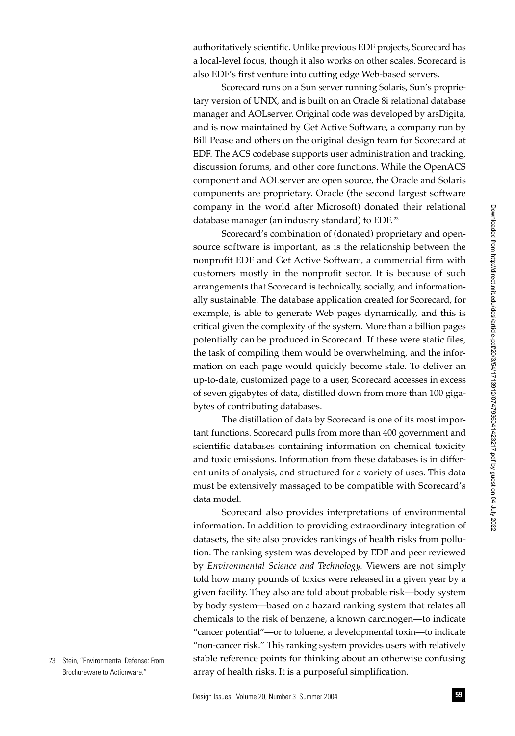authoritatively scientific. Unlike previous EDF projects, Scorecard has a local-level focus, though it also works on other scales. Scorecard is also EDF's first venture into cutting edge Web-based servers.

Scorecard runs on a Sun server running Solaris, Sun's proprietary version of UNIX, and is built on an Oracle 8i relational database manager and AOLserver. Original code was developed by arsDigita, and is now maintained by Get Active Software, a company run by Bill Pease and others on the original design team for Scorecard at EDF. The ACS codebase supports user administration and tracking, discussion forums, and other core functions. While the OpenACS component and AOLserver are open source, the Oracle and Solaris components are proprietary. Oracle (the second largest software company in the world after Microsoft) donated their relational database manager (an industry standard) to EDF.[23]

Scorecard's combination of (donated) proprietary and open-source software is important, as is the relationship between the nonprofit EDF and Get Active Software, a commercial firm with customers mostly in the nonprofit sector. It is because of such arrangements that Scorecard is technically, socially, and informationally sustainable. The database application created for Scorecard, for example, is able to generate Web pages dynamically, and this is critical given the complexity of the system. More than a billion pages potentially can be produced in Scorecard. If these were static files, the task of compiling them would be overwhelming, and the information on each page would quickly become stale. To deliver an up-to-date, customized page to a user, Scorecard accesses in excess of seven gigabytes of data, distilled down from more than 100 gigabytes of contributing databases.

The distillation of data by Scorecard is one of its most important functions. Scorecard pulls from more than 400 government and scientific databases containing information on chemical toxicity and toxic emissions. Information from these databases is in different units of analysis, and structured for a variety of uses. This data must be extensively massaged to be compatible with Scorecard's data model.

Scorecard also provides interpretations of environmental information. In addition to providing extraordinary integration of datasets, the site also provides rankings of health risks from pollution. The ranking system was developed by EDF and peer reviewed by *Environmental Science and Technology.* Viewers are not simply told how many pounds of toxics were released in a given year by a given facility. They also are told about probable risk—body system by body system—based on a hazard ranking system that relates all chemicals to the risk of benzene, a known carcinogen—to indicate "cancer potential"—or to toluene, a developmental toxin—to indicate "non-cancer risk." This ranking system provides users with relatively stable reference points for thinking about an otherwise confusing array of health risks. It is a purposeful simplification.

23 Stein, "Environmental Defense: From Brochureware to Actionware."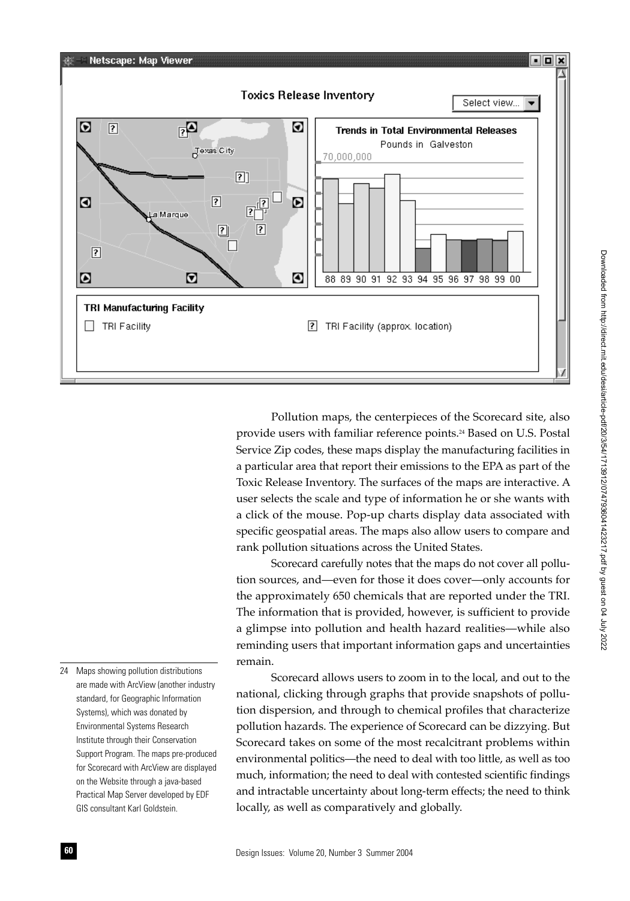Pollution maps, the centerpieces of the Scorecard site, also provide users with familiar reference points.[24] Based on U.S. Postal Service Zip codes, these maps display the manufacturing facilities in a particular area that report their emissions to the EPA as part of the Toxic Release Inventory. The surfaces of the maps are interactive. A user selects the scale and type of information he or she wants with a click of the mouse. Pop-up charts display data associated with specific geospatial areas. The maps also allow users to compare and rank pollution situations across the United States.

Scorecard carefully notes that the maps do not cover all pollution sources, and—even for those it does cover—only accounts for the approximately 650 chemicals that are reported under the TRI. The information that is provided, however, is sufficient to provide a glimpse into pollution and health hazard realities—while also reminding users that important information gaps and uncertainties remain.

Scorecard allows users to zoom in to the local, and out to the national, clicking through graphs that provide snapshots of pollution dispersion, and through to chemical profiles that characterize pollution hazards. The experience of Scorecard can be dizzying. But Scorecard takes on some of the most recalcitrant problems within environmental politics—the need to deal with too little, as well as too much, information; the need to deal with contested scientific findings and intractable uncertainty about long-term effects; the need to think locally, as well as comparatively and globally.

24 Maps showing pollution distributions are made with ArcView (another industry standard, for Geographic Information Systems), which was donated by Environmental Systems Research Institute through their Conservation Support Program. The maps pre-produced for Scorecard with ArcView are displayed on the Website through a java-based Practical Map Server developed by EDF GIS consultant Karl Goldstein.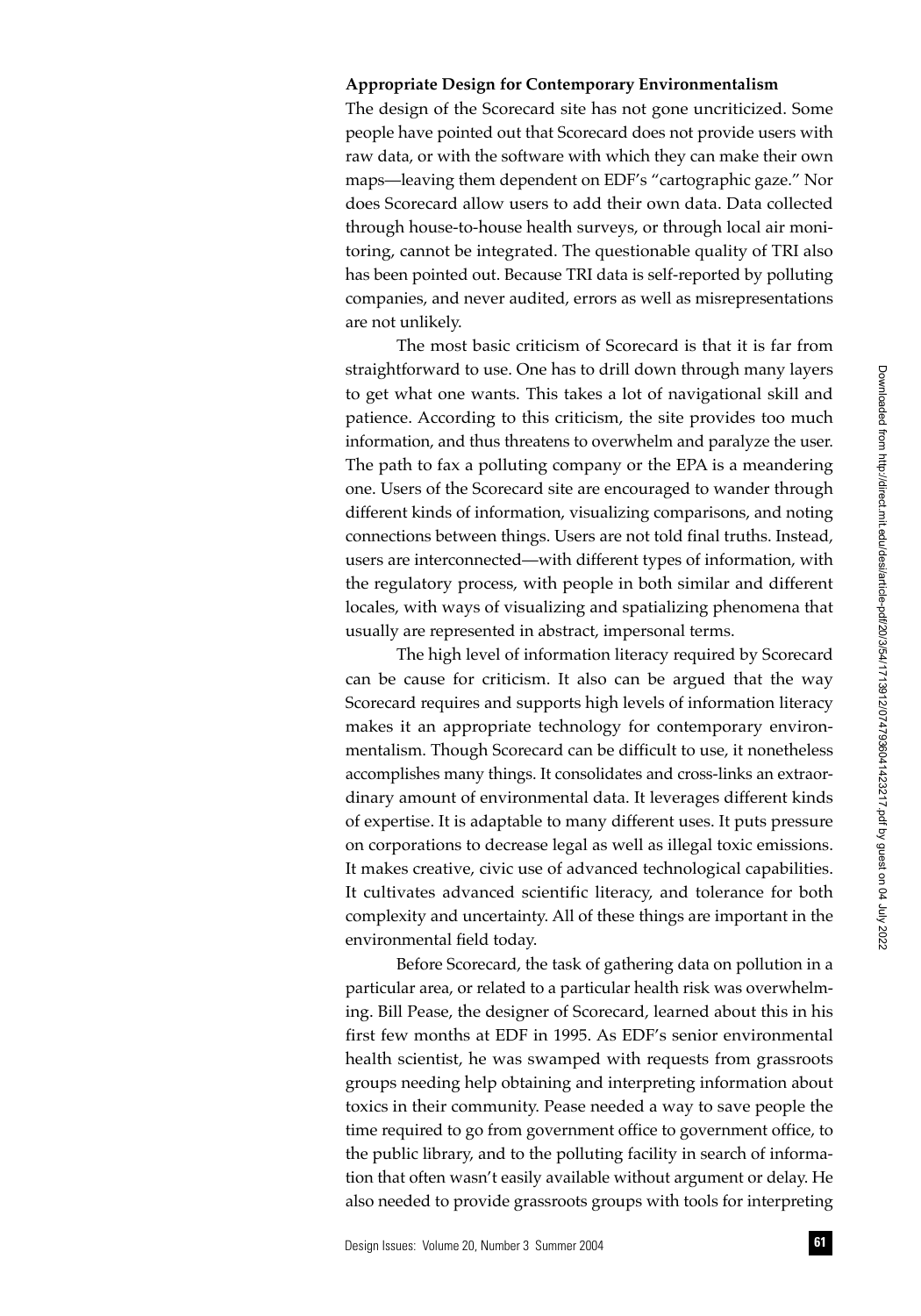### Appropriate Design for Contemporary Environmentalism

The design of the Scorecard site has not gone uncriticized. Some people have pointed out that Scorecard does not provide users with raw data, or with the software with which they can make their own maps—leaving them dependent on EDF's "cartographic gaze." Nor does Scorecard allow users to add their own data. Data collected through house-to-house health surveys, or through local air monitoring, cannot be integrated. The questionable quality of TRI also has been pointed out. Because TRI data is self-reported by polluting companies, and never audited, errors as well as misrepresentations are not unlikely.

The most basic criticism of Scorecard is that it is far from straightforward to use. One has to drill down through many layers to get what one wants. This takes a lot of navigational skill and patience. According to this criticism, the site provides too much information, and thus threatens to overwhelm and paralyze the user. The path to fax a polluting company or the EPA is a meandering one. Users of the Scorecard site are encouraged to wander through different kinds of information, visualizing comparisons, and noting connections between things. Users are not told final truths. Instead, users are interconnected—with different types of information, with the regulatory process, with people in both similar and different locales, with ways of visualizing and spatializing phenomena that usually are represented in abstract, impersonal terms.

The high level of information literacy required by Scorecard can be cause for criticism. It also can be argued that the way Scorecard requires and supports high levels of information literacy makes it an appropriate technology for contemporary environmentalism. Though Scorecard can be difficult to use, it nonetheless accomplishes many things. It consolidates and cross-links an extraordinary amount of environmental data. It leverages different kinds of expertise. It is adaptable to many different uses. It puts pressure on corporations to decrease legal as well as illegal toxic emissions. It makes creative, civic use of advanced technological capabilities. It cultivates advanced scientific literacy, and tolerance for both complexity and uncertainty. All of these things are important in the environmental field today.

Before Scorecard, the task of gathering data on pollution in a particular area, or related to a particular health risk was overwhelming. Bill Pease, the designer of Scorecard, learned about this in his first few months at EDF in 1995. As EDF's senior environmental health scientist, he was swamped with requests from grassroots groups needing help obtaining and interpreting information about toxics in their community. Pease needed a way to save people the time required to go from government office to government office, to the public library, and to the polluting facility in search of information that often wasn't easily available without argument or delay. He also needed to provide grassroots groups with tools for interpreting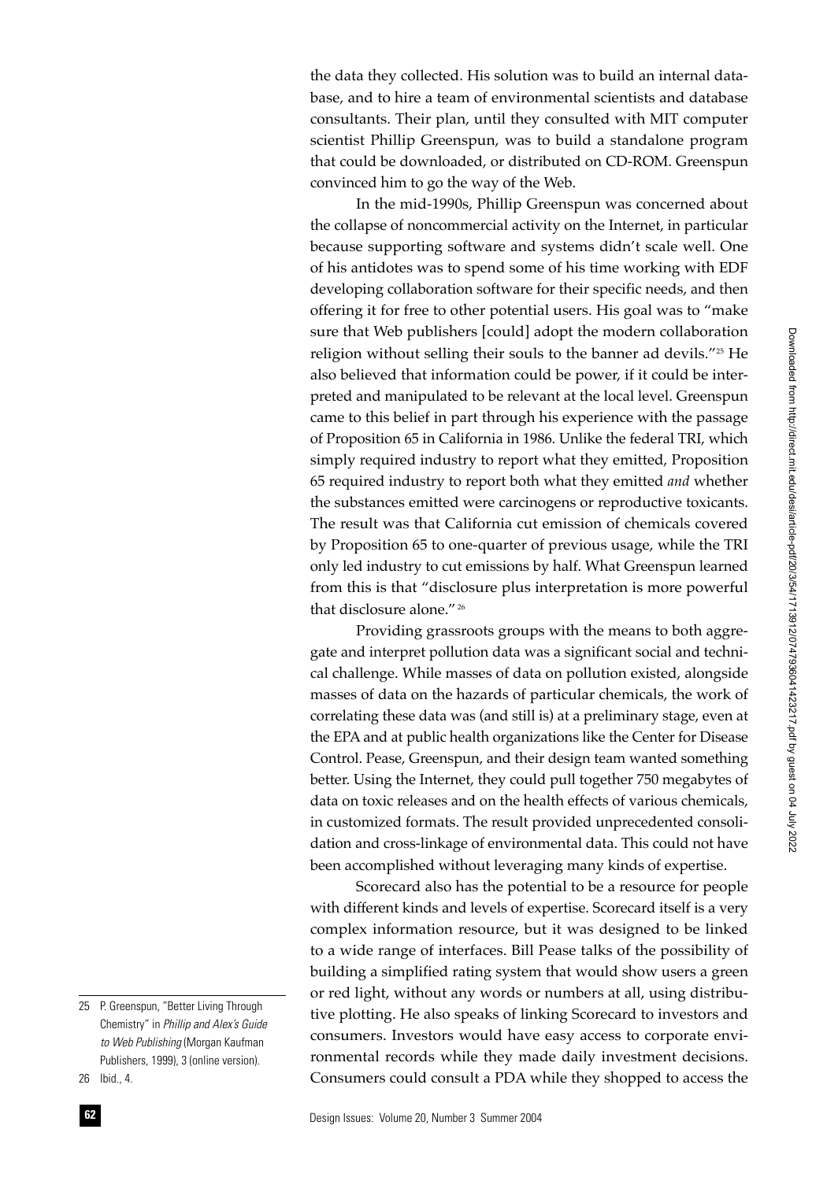the data they collected. His solution was to build an internal database, and to hire a team of environmental scientists and database consultants. Their plan, until they consulted with MIT computer scientist Phillip Greenspun, was to build a standalone program that could be downloaded, or distributed on CD-ROM. Greenspun convinced him to go the way of the Web.

In the mid-1990s, Phillip Greenspun was concerned about the collapse of noncommercial activity on the Internet, in particular because supporting software and systems didn't scale well. One of his antidotes was to spend some of his time working with EDF developing collaboration software for their specific needs, and then offering it for free to other potential users. His goal was to "make sure that Web publishers [could] adopt the modern collaboration religion without selling their souls to the banner ad devils."[25] He also believed that information could be power, if it could be interpreted and manipulated to be relevant at the local level. Greenspun came to this belief in part through his experience with the passage of Proposition 65 in California in 1986. Unlike the federal TRI, which simply required industry to report what they emitted, Proposition 65 required industry to report both what they emitted *and* whether the substances emitted were carcinogens or reproductive toxicants. The result was that California cut emission of chemicals covered by Proposition 65 to one-quarter of previous usage, while the TRI only led industry to cut emissions by half. What Greenspun learned from this is that "disclosure plus interpretation is more powerful that disclosure alone."[26]

Providing grassroots groups with the means to both aggregate and interpret pollution data was a significant social and technical challenge. While masses of data on pollution existed, alongside masses of data on the hazards of particular chemicals, the work of correlating these data was (and still is) at a preliminary stage, even at the EPA and at public health organizations like the Center for Disease Control. Pease, Greenspun, and their design team wanted something better. Using the Internet, they could pull together 750 megabytes of data on toxic releases and on the health effects of various chemicals, in customized formats. The result provided unprecedented consolidation and cross-linkage of environmental data. This could not have been accomplished without leveraging many kinds of expertise.

Scorecard also has the potential to be a resource for people with different kinds and levels of expertise. Scorecard itself is a very complex information resource, but it was designed to be linked to a wide range of interfaces. Bill Pease talks of the possibility of building a simplified rating system that would show users a green or red light, without any words or numbers at all, using distributive plotting. He also speaks of linking Scorecard to investors and consumers. Investors would have easy access to corporate environmental records while they made daily investment decisions. Consumers could consult a PDA while they shopped to access the

25 P. Greenspun, "Better Living Through Chemistry" in *Phillip and Alex's Guide to Web Publishing* (Morgan Kaufman Publishers, 1999), 3 (online version).

26 Ibid., 4.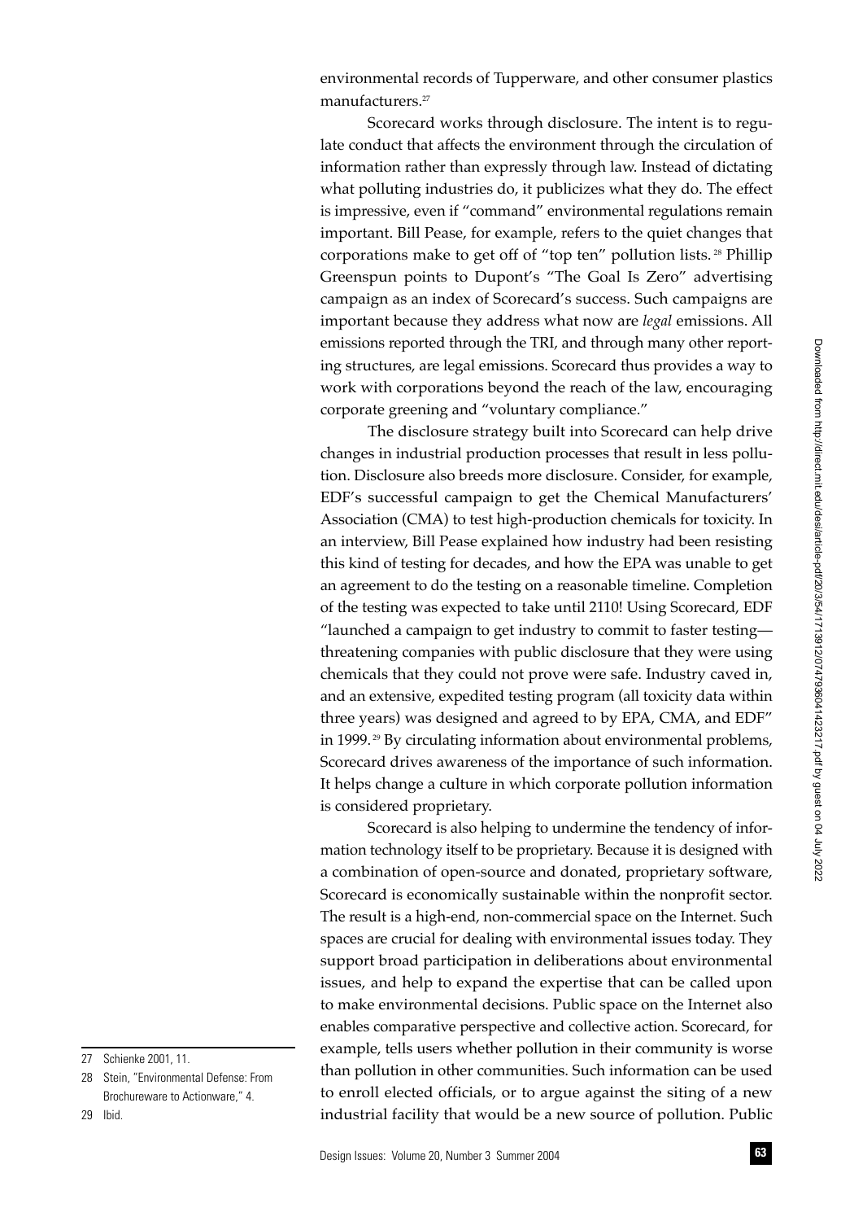environmental records of Tupperware, and other consumer plastics manufacturers.[27]

Scorecard works through disclosure. The intent is to regulate conduct that affects the environment through the circulation of information rather than expressly through law. Instead of dictating what polluting industries do, it publicizes what they do. The effect is impressive, even if "command" environmental regulations remain important. Bill Pease, for example, refers to the quiet changes that corporations make to get off of "top ten" pollution lists.[28] Phillip Greenspun points to Dupont's "The Goal Is Zero" advertising campaign as an index of Scorecard's success. Such campaigns are important because they address what now are *legal* emissions. All emissions reported through the TRI, and through many other reporting structures, are legal emissions. Scorecard thus provides a way to work with corporations beyond the reach of the law, encouraging corporate greening and "voluntary compliance."

The disclosure strategy built into Scorecard can help drive changes in industrial production processes that result in less pollution. Disclosure also breeds more disclosure. Consider, for example, EDF's successful campaign to get the Chemical Manufacturers' Association (CMA) to test high-production chemicals for toxicity. In an interview, Bill Pease explained how industry had been resisting this kind of testing for decades, and how the EPA was unable to get an agreement to do the testing on a reasonable timeline. Completion of the testing was expected to take until 2110! Using Scorecard, EDF "launched a campaign to get industry to commit to faster testing—threatening companies with public disclosure that they were using chemicals that they could not prove were safe. Industry caved in, and an extensive, expedited testing program (all toxicity data within three years) was designed and agreed to by EPA, CMA, and EDF" in 1999.[29] By circulating information about environmental problems, Scorecard drives awareness of the importance of such information. It helps change a culture in which corporate pollution information is considered proprietary.

Scorecard is also helping to undermine the tendency of information technology itself to be proprietary. Because it is designed with a combination of open-source and donated, proprietary software, Scorecard is economically sustainable within the nonprofit sector. The result is a high-end, non-commercial space on the Internet. Such spaces are crucial for dealing with environmental issues today. They support broad participation in deliberations about environmental issues, and help to expand the expertise that can be called upon to make environmental decisions. Public space on the Internet also enables comparative perspective and collective action. Scorecard, for example, tells users whether pollution in their community is worse than pollution in other communities. Such information can be used to enroll elected officials, or to argue against the siting of a new industrial facility that would be a new source of pollution. Public

---

27 Schienke 2001, 11.

28 Stein, "Environmental Defense: From Brochureware to Actionware," 4.

29 Ibid.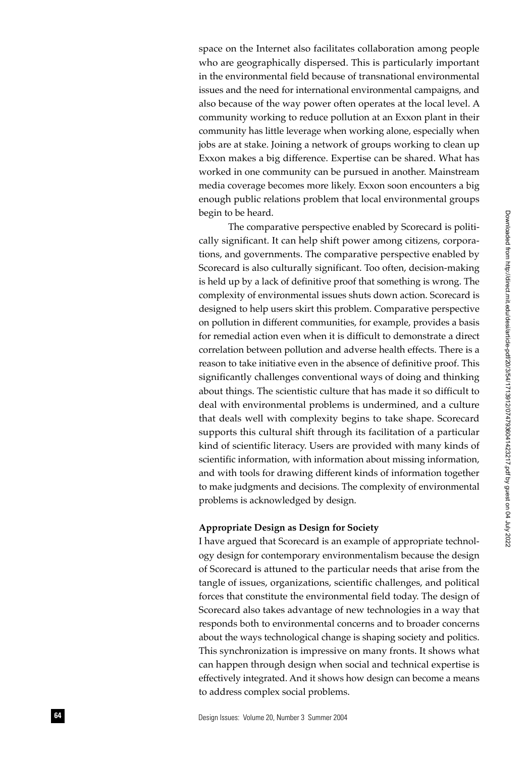space on the Internet also facilitates collaboration among people who are geographically dispersed. This is particularly important in the environmental field because of transnational environmental issues and the need for international environmental campaigns, and also because of the way power often operates at the local level. A community working to reduce pollution at an Exxon plant in their community has little leverage when working alone, especially when jobs are at stake. Joining a network of groups working to clean up Exxon makes a big difference. Expertise can be shared. What has worked in one community can be pursued in another. Mainstream media coverage becomes more likely. Exxon soon encounters a big enough public relations problem that local environmental groups begin to be heard.

The comparative perspective enabled by Scorecard is politically significant. It can help shift power among citizens, corporations, and governments. The comparative perspective enabled by Scorecard is also culturally significant. Too often, decision-making is held up by a lack of definitive proof that something is wrong. The complexity of environmental issues shuts down action. Scorecard is designed to help users skirt this problem. Comparative perspective on pollution in different communities, for example, provides a basis for remedial action even when it is difficult to demonstrate a direct correlation between pollution and adverse health effects. There is a reason to take initiative even in the absence of definitive proof. This significantly challenges conventional ways of doing and thinking about things. The scientistic culture that has made it so difficult to deal with environmental problems is undermined, and a culture that deals well with complexity begins to take shape. Scorecard supports this cultural shift through its facilitation of a particular kind of scientific literacy. Users are provided with many kinds of scientific information, with information about missing information, and with tools for drawing different kinds of information together to make judgments and decisions. The complexity of environmental problems is acknowledged by design.

### Appropriate Design as Design for Society

I have argued that Scorecard is an example of appropriate technology design for contemporary environmentalism because the design of Scorecard is attuned to the particular needs that arise from the tangle of issues, organizations, scientific challenges, and political forces that constitute the environmental field today. The design of Scorecard also takes advantage of new technologies in a way that responds both to environmental concerns and to broader concerns about the ways technological change is shaping society and politics. This synchronization is impressive on many fronts. It shows what can happen through design when social and technical expertise is effectively integrated. And it shows how design can become a means to address complex social problems.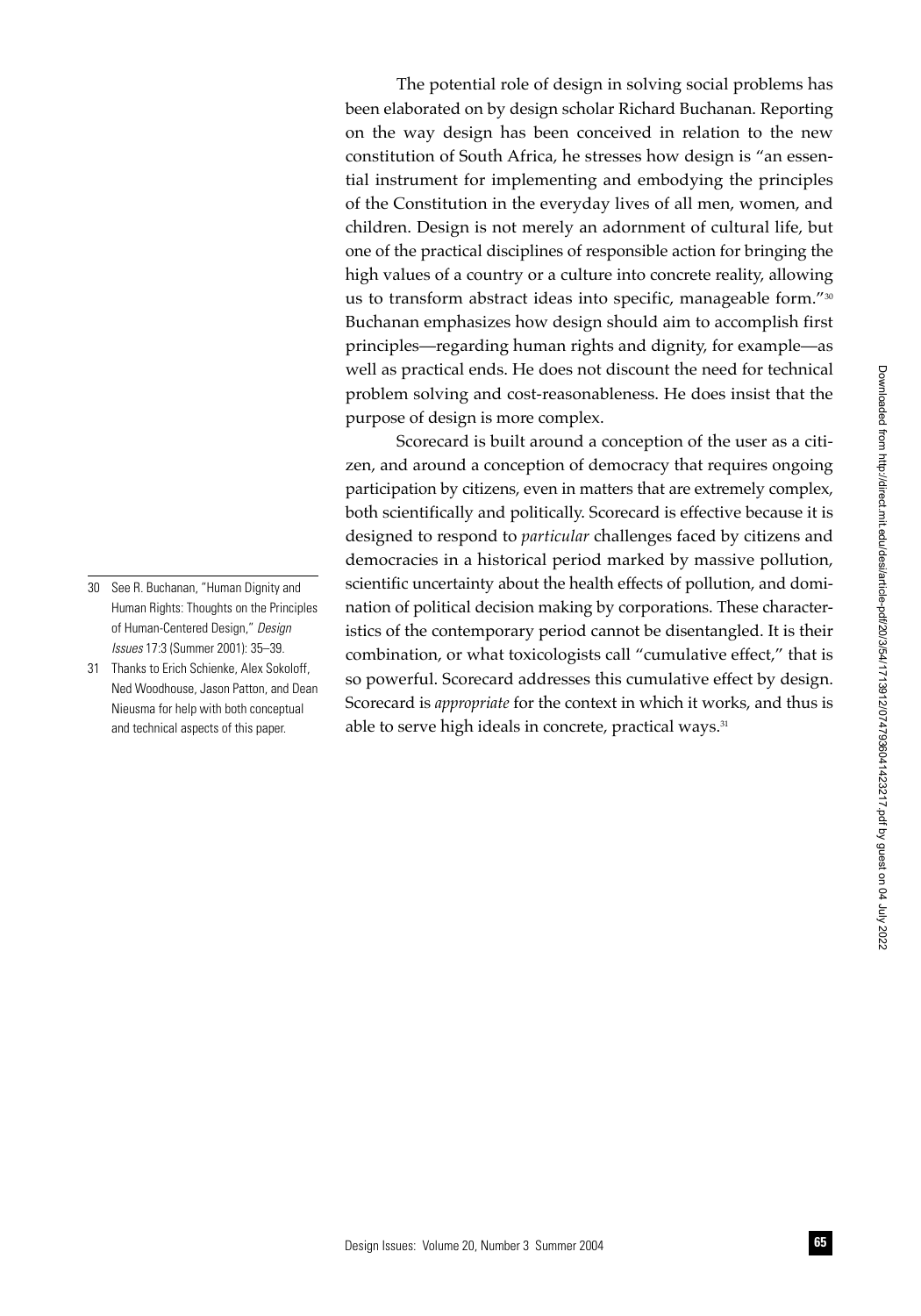The potential role of design in solving social problems has been elaborated on by design scholar Richard Buchanan. Reporting on the way design has been conceived in relation to the new constitution of South Africa, he stresses how design is "an essential instrument for implementing and embodying the principles of the Constitution in the everyday lives of all men, women, and children. Design is not merely an adornment of cultural life, but one of the practical disciplines of responsible action for bringing the high values of a country or a culture into concrete reality, allowing us to transform abstract ideas into specific, manageable form."[30] Buchanan emphasizes how design should aim to accomplish first principles—regarding human rights and dignity, for example—as well as practical ends. He does not discount the need for technical problem solving and cost-reasonableness. He does insist that the purpose of design is more complex.

Scorecard is built around a conception of the user as a citizen, and around a conception of democracy that requires ongoing participation by citizens, even in matters that are extremely complex, both scientifically and politically. Scorecard is effective because it is designed to respond to *particular* challenges faced by citizens and democracies in a historical period marked by massive pollution, scientific uncertainty about the health effects of pollution, and domination of political decision making by corporations. These characteristics of the contemporary period cannot be disentangled. It is their combination, or what toxicologists call "cumulative effect," that is so powerful. Scorecard addresses this cumulative effect by design. Scorecard is *appropriate* for the context in which it works, and thus is able to serve high ideals in concrete, practical ways.[31]

---

30 See R. Buchanan, "Human Dignity and Human Rights: Thoughts on the Principles of Human-Centered Design," *Design Issues* 17:3 (Summer 2001): 35–39.

31 Thanks to Erich Schienke, Alex Sokoloff, Ned Woodhouse, Jason Patton, and Dean Nieusma for help with both conceptual and technical aspects of this paper.